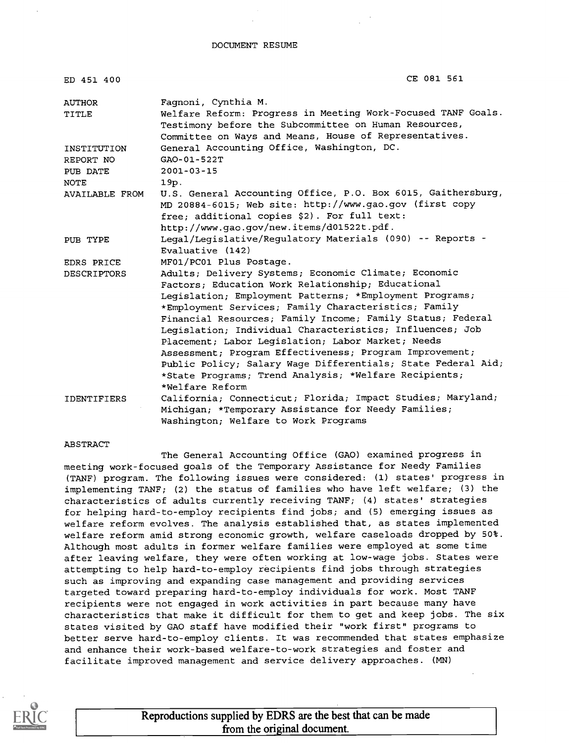DOCUMENT RESUME

| | |
|---|---|
| ED 451 400 | CE 081 561 |
| AUTHOR | Fagnoni, Cynthia M. |
| TITLE | Welfare Reform: Progress in Meeting Work-Focused TANF Goals. Testimony before the Subcommittee on Human Resources, Committee on Ways and Means, House of Representatives. |
| INSTITUTION | General Accounting Office, Washington, DC. |
| REPORT NO | GAO-01-522T |
| PUB DATE | 2001-03-15 |
| NOTE | 19p. |
| AVAILABLE FROM | U.S. General Accounting Office, P.O. Box 6015, Gaithersburg, MD 20884-6015; Web site: http://www.gao.gov (first copy free; additional copies $2). For full text: http://www.gao.gov/new.items/d01522t.pdf. |
| PUB TYPE | Legal/Legislative/Regulatory Materials (090) -- Reports - Evaluative (142) |
| EDRS PRICE | MF01/PC01 Plus Postage. |
| DESCRIPTORS | Adults; Delivery Systems; Economic Climate; Economic Factors; Education Work Relationship; Educational Legislation; Employment Patterns; *Employment Programs; *Employment Services; Family Characteristics; Family Financial Resources; Family Income; Family Status; Federal Legislation; Individual Characteristics; Influences; Job Placement; Labor Legislation; Labor Market; Needs Assessment; Program Effectiveness; Program Improvement; Public Policy; Salary Wage Differentials; State Federal Aid; *State Programs; Trend Analysis; *Welfare Recipients; *Welfare Reform |
| IDENTIFIERS | California; Connecticut; Florida; Impact Studies; Maryland; Michigan; *Temporary Assistance for Needy Families; Washington; Welfare to Work Programs |

ABSTRACT

The General Accounting Office (GAO) examined progress in meeting work-focused goals of the Temporary Assistance for Needy Families (TANF) program. The following issues were considered: (1) states' progress in implementing TANF; (2) the status of families who have left welfare; (3) the characteristics of adults currently receiving TANF; (4) states' strategies for helping hard-to-employ recipients find jobs; and (5) emerging issues as welfare reform evolves. The analysis established that, as states implemented welfare reform amid strong economic growth, welfare caseloads dropped by 50%. Although most adults in former welfare families were employed at some time after leaving welfare, they were often working at low-wage jobs. States were attempting to help hard-to-employ recipients find jobs through strategies such as improving and expanding case management and providing services targeted toward preparing hard-to-employ individuals for work. Most TANF recipients were not engaged in work activities in part because many have characteristics that make it difficult for them to get and keep jobs. The six states visited by GAO staff have modified their "work first" programs to better serve hard-to-employ clients. It was recommended that states emphasize and enhance their work-based welfare-to-work strategies and foster and facilitate improved management and service delivery approaches. (MN)

Reproductions supplied by EDRS are the best that can be made from the original document.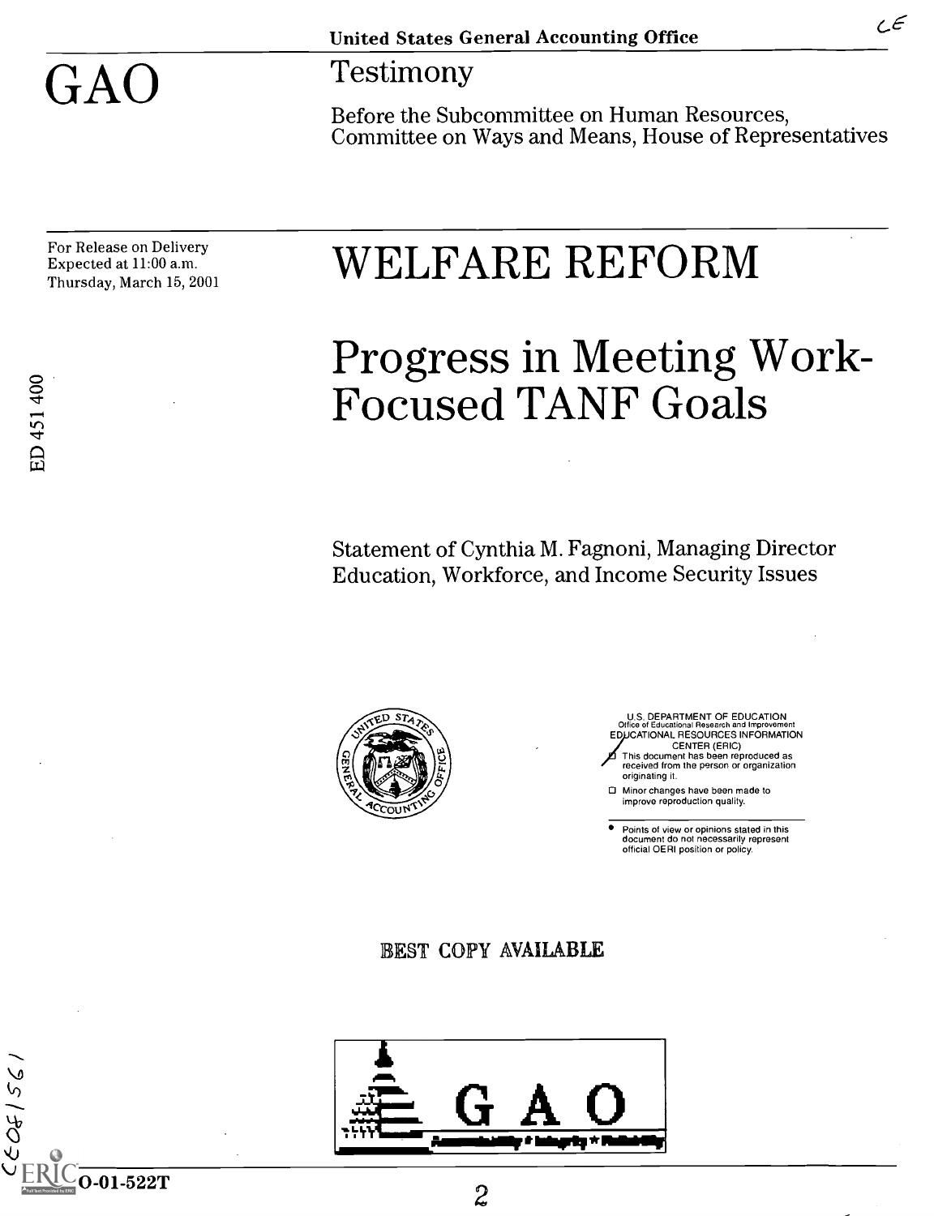United States General Accounting Office

# GAO

## Testimony

Before the Subcommittee on Human Resources, Committee on Ways and Means, House of Representatives

For Release on Delivery
Expected at 11:00 a.m.
Thursday, March 15, 2001

# WELFARE REFORM

# Progress in Meeting Work-Focused TANF Goals

Statement of Cynthia M. Fagnoni, Managing Director
Education, Workforce, and Income Security Issues

ED 451 400

U.S. DEPARTMENT OF EDUCATION
Office of Educational Research and Improvement
EDUCATIONAL RESOURCES INFORMATION CENTER (ERIC)

- This document has been reproduced as received from the person or organization originating it.
- Minor changes have been made to improve reproduction quality.

- Points of view or opinions stated in this document do not necessarily represent official OERI position or policy.

BEST COPY AVAILABLE

GAO-01-522T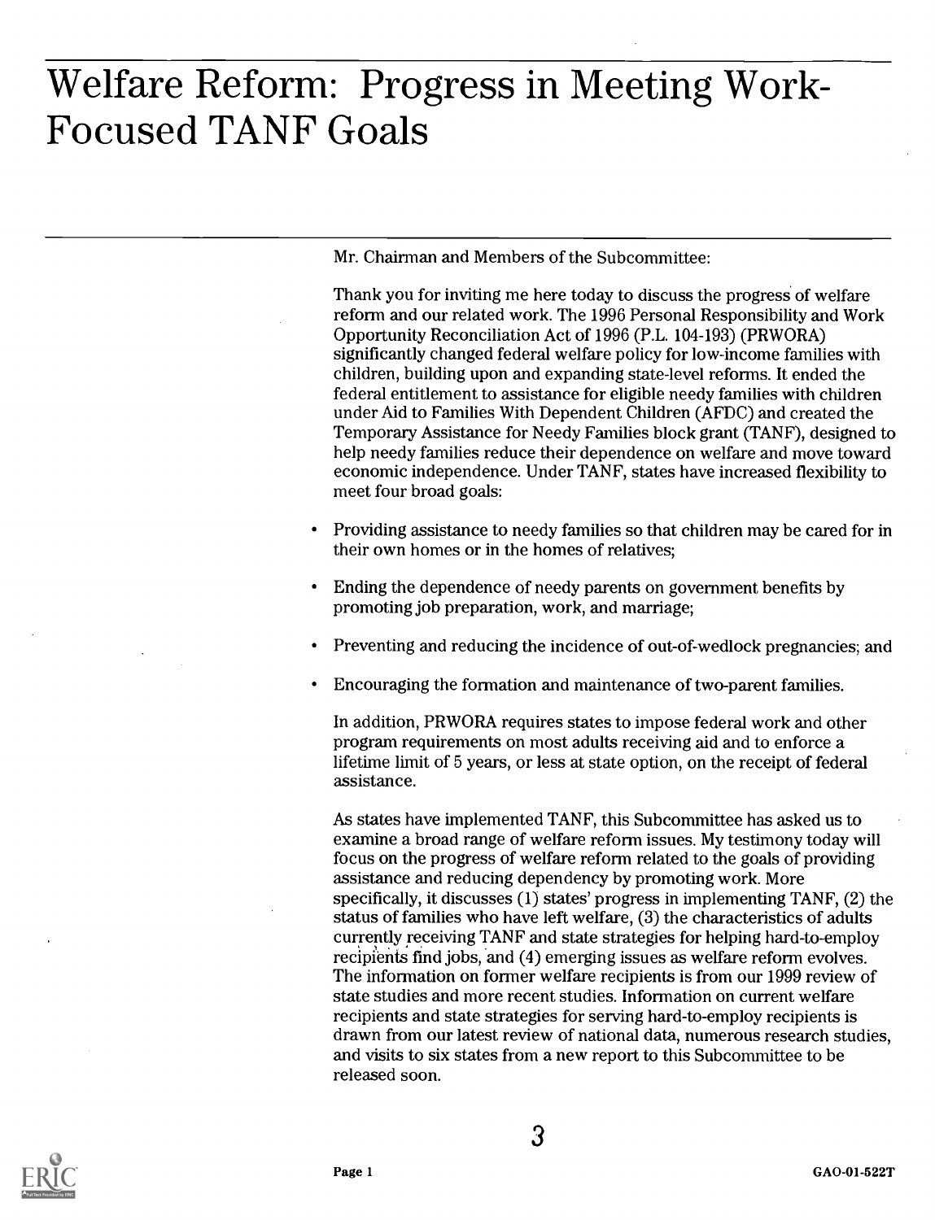# Welfare Reform: Progress in Meeting Work-Focused TANF Goals

Mr. Chairman and Members of the Subcommittee:

Thank you for inviting me here today to discuss the progress of welfare reform and our related work. The 1996 Personal Responsibility and Work Opportunity Reconciliation Act of 1996 (P.L. 104-193) (PRWORA) significantly changed federal welfare policy for low-income families with children, building upon and expanding state-level reforms. It ended the federal entitlement to assistance for eligible needy families with children under Aid to Families With Dependent Children (AFDC) and created the Temporary Assistance for Needy Families block grant (TANF), designed to help needy families reduce their dependence on welfare and move toward economic independence. Under TANF, states have increased flexibility to meet four broad goals:

- Providing assistance to needy families so that children may be cared for in their own homes or in the homes of relatives;
- Ending the dependence of needy parents on government benefits by promoting job preparation, work, and marriage;
- Preventing and reducing the incidence of out-of-wedlock pregnancies; and
- Encouraging the formation and maintenance of two-parent families.

In addition, PRWORA requires states to impose federal work and other program requirements on most adults receiving aid and to enforce a lifetime limit of 5 years, or less at state option, on the receipt of federal assistance.

As states have implemented TANF, this Subcommittee has asked us to examine a broad range of welfare reform issues. My testimony today will focus on the progress of welfare reform related to the goals of providing assistance and reducing dependency by promoting work. More specifically, it discusses (1) states' progress in implementing TANF, (2) the status of families who have left welfare, (3) the characteristics of adults currently receiving TANF and state strategies for helping hard-to-employ recipients find jobs, and (4) emerging issues as welfare reform evolves. The information on former welfare recipients is from our 1999 review of state studies and more recent studies. Information on current welfare recipients and state strategies for serving hard-to-employ recipients is drawn from our latest review of national data, numerous research studies, and visits to six states from a new report to this Subcommittee to be released soon.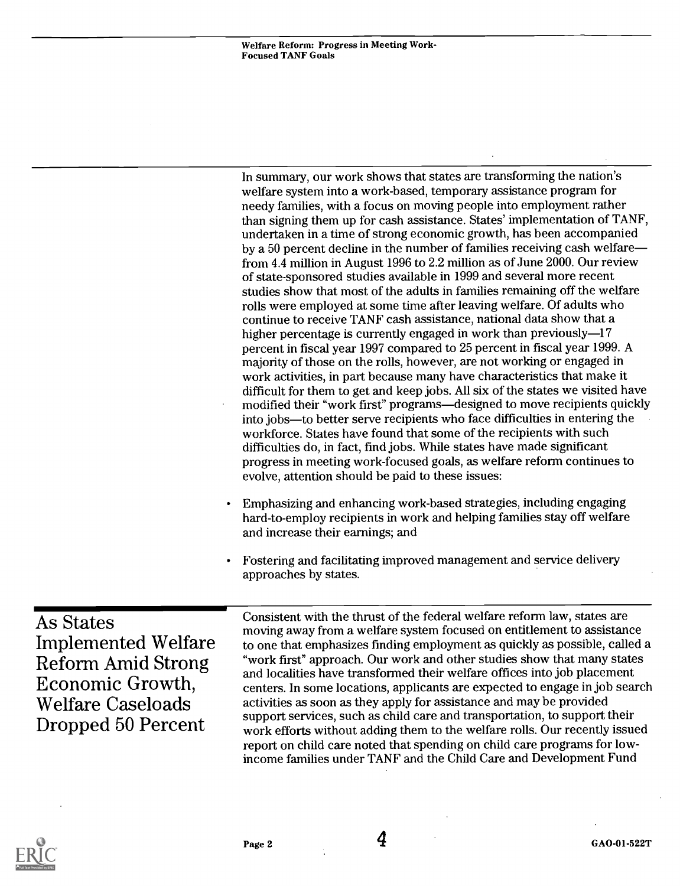In summary, our work shows that states are transforming the nation's welfare system into a work-based, temporary assistance program for needy families, with a focus on moving people into employment rather than signing them up for cash assistance. States' implementation of TANF, undertaken in a time of strong economic growth, has been accompanied by a 50 percent decline in the number of families receiving cash welfare—from 4.4 million in August 1996 to 2.2 million as of June 2000. Our review of state-sponsored studies available in 1999 and several more recent studies show that most of the adults in families remaining off the welfare rolls were employed at some time after leaving welfare. Of adults who continue to receive TANF cash assistance, national data show that a higher percentage is currently engaged in work than previously—17 percent in fiscal year 1997 compared to 25 percent in fiscal year 1999. A majority of those on the rolls, however, are not working or engaged in work activities, in part because many have characteristics that make it difficult for them to get and keep jobs. All six of the states we visited have modified their "work first" programs—designed to move recipients quickly into jobs—to better serve recipients who face difficulties in entering the workforce. States have found that some of the recipients with such difficulties do, in fact, find jobs. While states have made significant progress in meeting work-focused goals, as welfare reform continues to evolve, attention should be paid to these issues:

- Emphasizing and enhancing work-based strategies, including engaging hard-to-employ recipients in work and helping families stay off welfare and increase their earnings; and
- Fostering and facilitating improved management and service delivery approaches by states.

## As States Implemented Welfare Reform Amid Strong Economic Growth, Welfare Caseloads Dropped 50 Percent

Consistent with the thrust of the federal welfare reform law, states are moving away from a welfare system focused on entitlement to assistance to one that emphasizes finding employment as quickly as possible, called a "work first" approach. Our work and other studies show that many states and localities have transformed their welfare offices into job placement centers. In some locations, applicants are expected to engage in job search activities as soon as they apply for assistance and may be provided support services, such as child care and transportation, to support their work efforts without adding them to the welfare rolls. Our recently issued report on child care noted that spending on child care programs for low-income families under TANF and the Child Care and Development Fund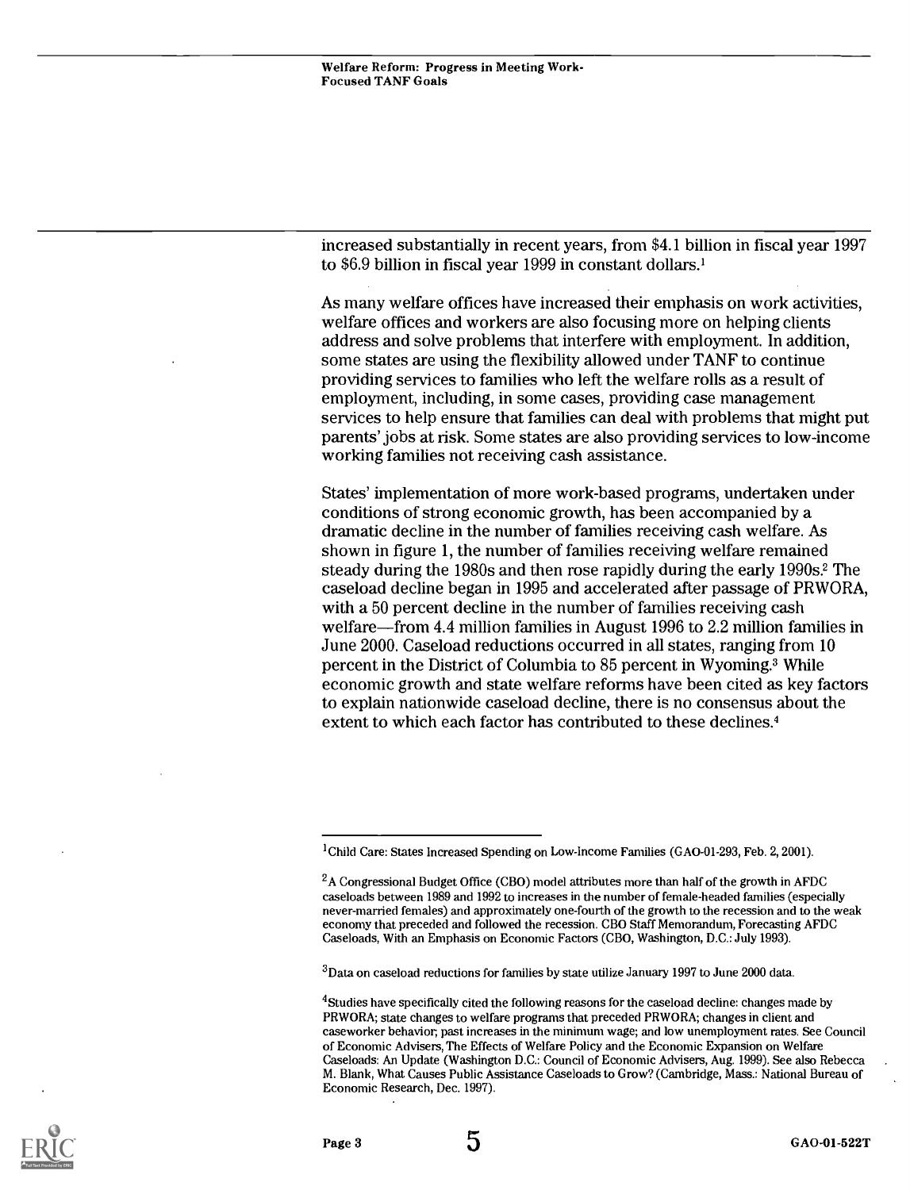increased substantially in recent years, from $4.1 billion in fiscal year 1997 to $6.9 billion in fiscal year 1999 in constant dollars.[1]

As many welfare offices have increased their emphasis on work activities, welfare offices and workers are also focusing more on helping clients address and solve problems that interfere with employment. In addition, some states are using the flexibility allowed under TANF to continue providing services to families who left the welfare rolls as a result of employment, including, in some cases, providing case management services to help ensure that families can deal with problems that might put parents' jobs at risk. Some states are also providing services to low-income working families not receiving cash assistance.

States' implementation of more work-based programs, undertaken under conditions of strong economic growth, has been accompanied by a dramatic decline in the number of families receiving cash welfare. As shown in figure 1, the number of families receiving welfare remained steady during the 1980s and then rose rapidly during the early 1990s.[2] The caseload decline began in 1995 and accelerated after passage of PRWORA, with a 50 percent decline in the number of families receiving cash welfare—from 4.4 million families in August 1996 to 2.2 million families in June 2000. Caseload reductions occurred in all states, ranging from 10 percent in the District of Columbia to 85 percent in Wyoming.[3] While economic growth and state welfare reforms have been cited as key factors to explain nationwide caseload decline, there is no consensus about the extent to which each factor has contributed to these declines.[4]

---

[1] Child Care: States Increased Spending on Low-Income Families (GAO-01-293, Feb. 2, 2001).

[2] A Congressional Budget Office (CBO) model attributes more than half of the growth in AFDC caseloads between 1989 and 1992 to increases in the number of female-headed families (especially never-married females) and approximately one-fourth of the growth to the recession and to the weak economy that preceded and followed the recession. CBO Staff Memorandum, Forecasting AFDC Caseloads, With an Emphasis on Economic Factors (CBO, Washington, D.C.: July 1993).

[3] Data on caseload reductions for families by state utilize January 1997 to June 2000 data.

[4] Studies have specifically cited the following reasons for the caseload decline: changes made by PRWORA; state changes to welfare programs that preceded PRWORA; changes in client and caseworker behavior; past increases in the minimum wage; and low unemployment rates. See Council of Economic Advisers, The Effects of Welfare Policy and the Economic Expansion on Welfare Caseloads: An Update (Washington D.C.: Council of Economic Advisers, Aug. 1999). See also Rebecca M. Blank, What Causes Public Assistance Caseloads to Grow? (Cambridge, Mass.: National Bureau of Economic Research, Dec. 1997).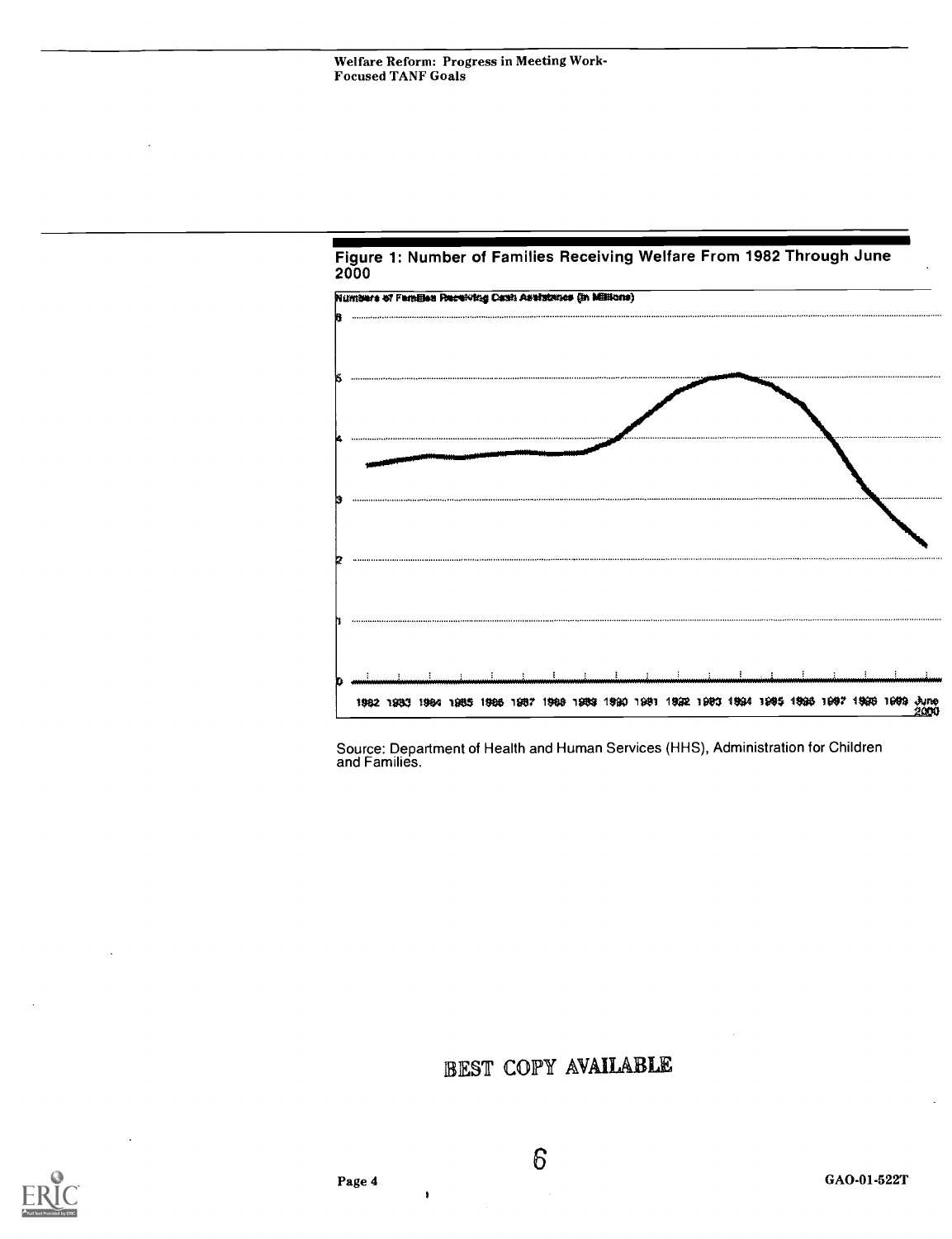Figure 1: Number of Families Receiving Welfare From 1982 Through June 2000

Source: Department of Health and Human Services (HHS), Administration for Children and Families.

BEST COPY AVAILABLE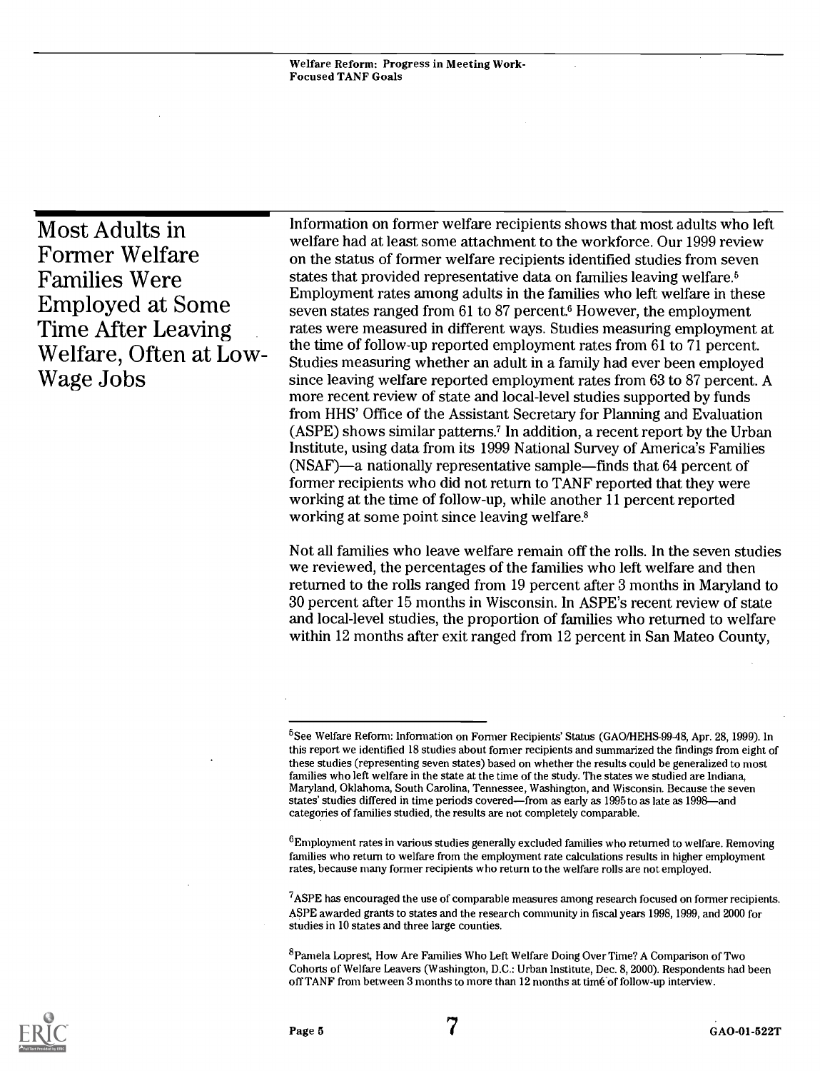## Most Adults in Former Welfare Families Were Employed at Some Time After Leaving Welfare, Often at Low-Wage Jobs

Information on former welfare recipients shows that most adults who left welfare had at least some attachment to the workforce. Our 1999 review on the status of former welfare recipients identified studies from seven states that provided representative data on families leaving welfare.[5] Employment rates among adults in the families who left welfare in these seven states ranged from 61 to 87 percent.[6] However, the employment rates were measured in different ways. Studies measuring employment at the time of follow-up reported employment rates from 61 to 71 percent. Studies measuring whether an adult in a family had ever been employed since leaving welfare reported employment rates from 63 to 87 percent. A more recent review of state and local-level studies supported by funds from HHS' Office of the Assistant Secretary for Planning and Evaluation (ASPE) shows similar patterns.[7] In addition, a recent report by the Urban Institute, using data from its 1999 National Survey of America's Families (NSAF)—a nationally representative sample—finds that 64 percent of former recipients who did not return to TANF reported that they were working at the time of follow-up, while another 11 percent reported working at some point since leaving welfare.[8]

Not all families who leave welfare remain off the rolls. In the seven studies we reviewed, the percentages of the families who left welfare and then returned to the rolls ranged from 19 percent after 3 months in Maryland to 30 percent after 15 months in Wisconsin. In ASPE's recent review of state and local-level studies, the proportion of families who returned to welfare within 12 months after exit ranged from 12 percent in San Mateo County,

---

[5] See Welfare Reform: Information on Former Recipients' Status (GAO/HEHS-99-48, Apr. 28, 1999). In this report we identified 18 studies about former recipients and summarized the findings from eight of these studies (representing seven states) based on whether the results could be generalized to most families who left welfare in the state at the time of the study. The states we studied are Indiana, Maryland, Oklahoma, South Carolina, Tennessee, Washington, and Wisconsin. Because the seven states' studies differed in time periods covered—from as early as 1995 to as late as 1998—and categories of families studied, the results are not completely comparable.

[6] Employment rates in various studies generally excluded families who returned to welfare. Removing families who return to welfare from the employment rate calculations results in higher employment rates, because many former recipients who return to the welfare rolls are not employed.

[7] ASPE has encouraged the use of comparable measures among research focused on former recipients. ASPE awarded grants to states and the research community in fiscal years 1998, 1999, and 2000 for studies in 10 states and three large counties.

[8] Pamela Loprest, How Are Families Who Left Welfare Doing Over Time? A Comparison of Two Cohorts of Welfare Leavers (Washington, D.C.: Urban Institute, Dec. 8, 2000). Respondents had been off TANF from between 3 months to more than 12 months at time of follow-up interview.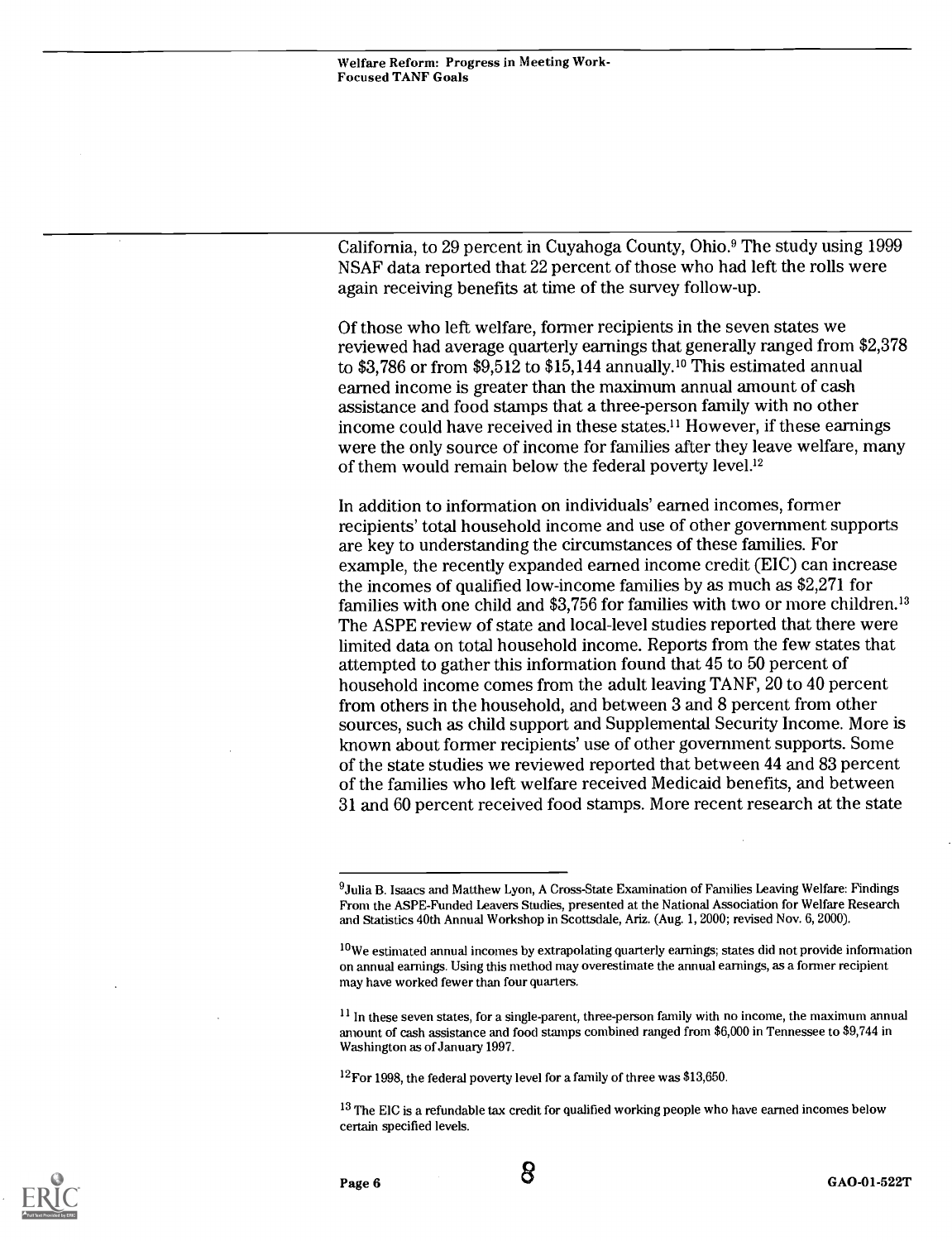California, to 29 percent in Cuyahoga County, Ohio.[9] The study using 1999 NSAF data reported that 22 percent of those who had left the rolls were again receiving benefits at time of the survey follow-up.

Of those who left welfare, former recipients in the seven states we reviewed had average quarterly earnings that generally ranged from $2,378 to $3,786 or from $9,512 to $15,144 annually.[10] This estimated annual earned income is greater than the maximum annual amount of cash assistance and food stamps that a three-person family with no other income could have received in these states.[11] However, if these earnings were the only source of income for families after they leave welfare, many of them would remain below the federal poverty level.[12]

In addition to information on individuals' earned incomes, former recipients' total household income and use of other government supports are key to understanding the circumstances of these families. For example, the recently expanded earned income credit (EIC) can increase the incomes of qualified low-income families by as much as $2,271 for families with one child and $3,756 for families with two or more children.[13] The ASPE review of state and local-level studies reported that there were limited data on total household income. Reports from the few states that attempted to gather this information found that 45 to 50 percent of household income comes from the adult leaving TANF, 20 to 40 percent from others in the household, and between 3 and 8 percent from other sources, such as child support and Supplemental Security Income. More is known about former recipients' use of other government supports. Some of the state studies we reviewed reported that between 44 and 83 percent of the families who left welfare received Medicaid benefits, and between 31 and 60 percent received food stamps. More recent research at the state

---

[9] Julia B. Isaacs and Matthew Lyon, A Cross-State Examination of Families Leaving Welfare: Findings From the ASPE-Funded Leavers Studies, presented at the National Association for Welfare Research and Statistics 40th Annual Workshop in Scottsdale, Ariz. (Aug. 1, 2000; revised Nov. 6, 2000).

[10] We estimated annual incomes by extrapolating quarterly earnings; states did not provide information on annual earnings. Using this method may overestimate the annual earnings, as a former recipient may have worked fewer than four quarters.

[11] In these seven states, for a single-parent, three-person family with no income, the maximum annual amount of cash assistance and food stamps combined ranged from $6,000 in Tennessee to $9,744 in Washington as of January 1997.

[12] For 1998, the federal poverty level for a family of three was $13,650.

[13] The EIC is a refundable tax credit for qualified working people who have earned incomes below certain specified levels.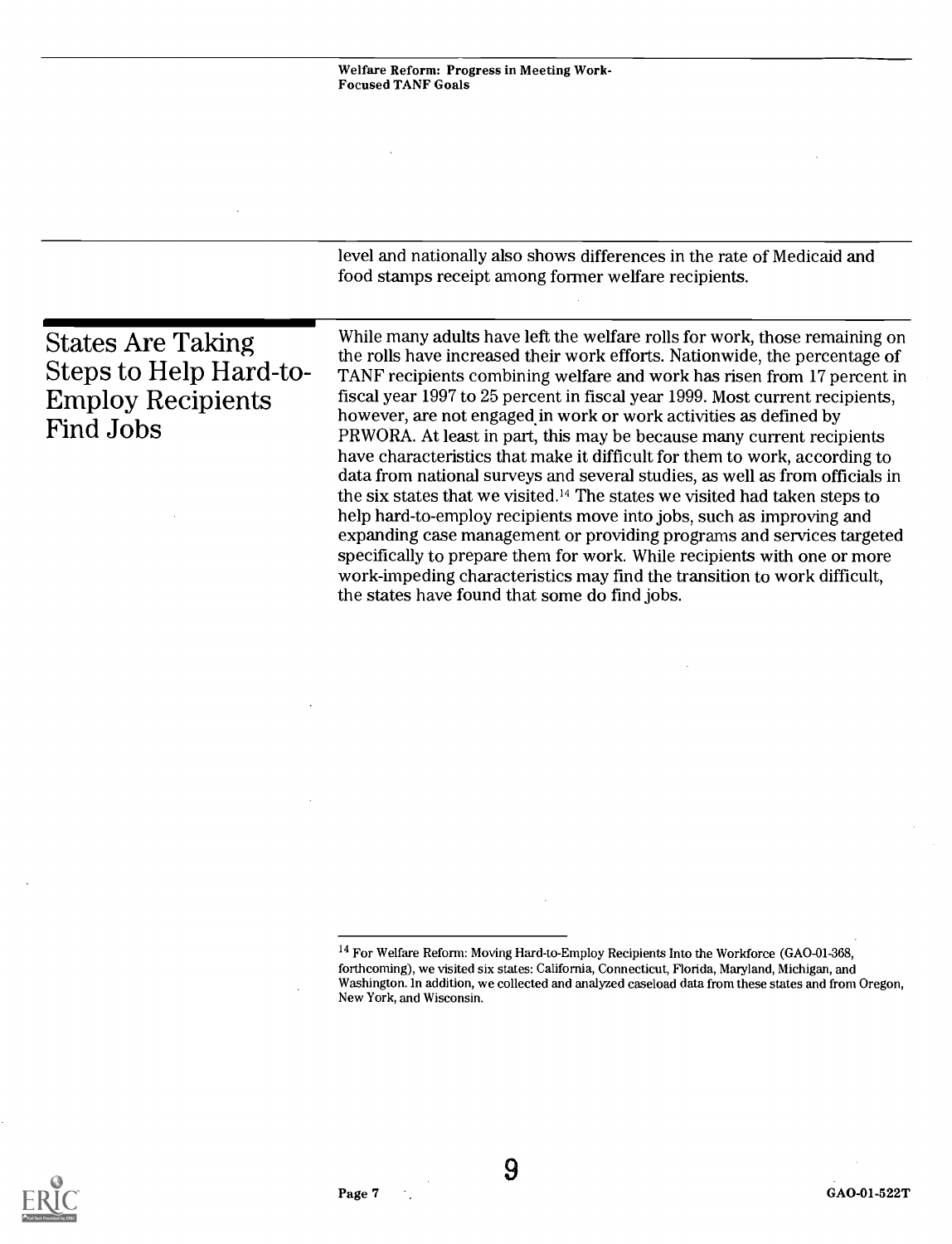level and nationally also shows differences in the rate of Medicaid and food stamps receipt among former welfare recipients.

## States Are Taking Steps to Help Hard-to-Employ Recipients Find Jobs

While many adults have left the welfare rolls for work, those remaining on the rolls have increased their work efforts. Nationwide, the percentage of TANF recipients combining welfare and work has risen from 17 percent in fiscal year 1997 to 25 percent in fiscal year 1999. Most current recipients, however, are not engaged in work or work activities as defined by PRWORA. At least in part, this may be because many current recipients have characteristics that make it difficult for them to work, according to data from national surveys and several studies, as well as from officials in the six states that we visited.[14] The states we visited had taken steps to help hard-to-employ recipients move into jobs, such as improving and expanding case management or providing programs and services targeted specifically to prepare them for work. While recipients with one or more work-impeding characteristics may find the transition to work difficult, the states have found that some do find jobs.

[14] For Welfare Reform: Moving Hard-to-Employ Recipients Into the Workforce (GAO-01-368, forthcoming), we visited six states: California, Connecticut, Florida, Maryland, Michigan, and Washington. In addition, we collected and analyzed caseload data from these states and from Oregon, New York, and Wisconsin.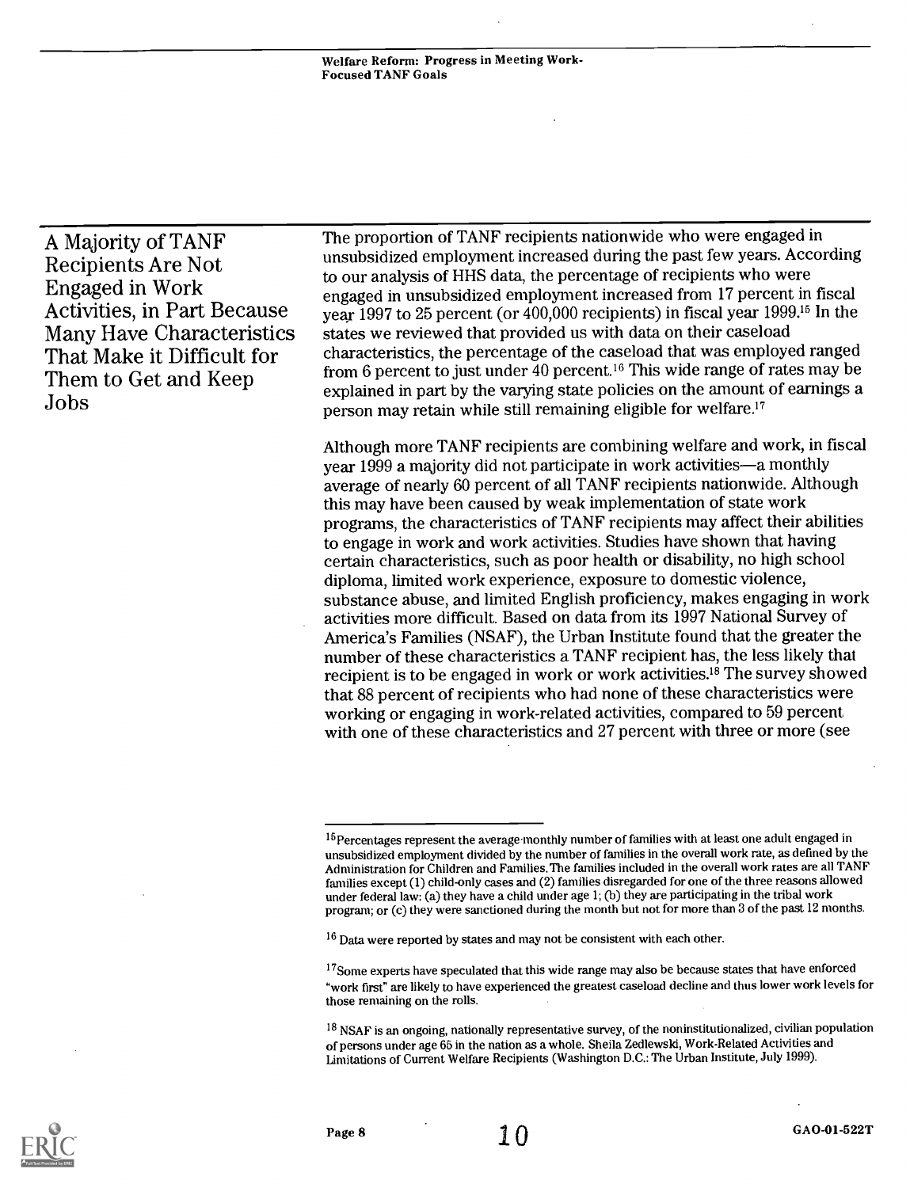## A Majority of TANF Recipients Are Not Engaged in Work Activities, in Part Because Many Have Characteristics That Make it Difficult for Them to Get and Keep Jobs

The proportion of TANF recipients nationwide who were engaged in unsubsidized employment increased during the past few years. According to our analysis of HHS data, the percentage of recipients who were engaged in unsubsidized employment increased from 17 percent in fiscal year 1997 to 25 percent (or 400,000 recipients) in fiscal year 1999.[15] In the states we reviewed that provided us with data on their caseload characteristics, the percentage of the caseload that was employed ranged from 6 percent to just under 40 percent.[16] This wide range of rates may be explained in part by the varying state policies on the amount of earnings a person may retain while still remaining eligible for welfare.[17]

Although more TANF recipients are combining welfare and work, in fiscal year 1999 a majority did not participate in work activities—a monthly average of nearly 60 percent of all TANF recipients nationwide. Although this may have been caused by weak implementation of state work programs, the characteristics of TANF recipients may affect their abilities to engage in work and work activities. Studies have shown that having certain characteristics, such as poor health or disability, no high school diploma, limited work experience, exposure to domestic violence, substance abuse, and limited English proficiency, makes engaging in work activities more difficult. Based on data from its 1997 National Survey of America's Families (NSAF), the Urban Institute found that the greater the number of these characteristics a TANF recipient has, the less likely that recipient is to be engaged in work or work activities.[18] The survey showed that 88 percent of recipients who had none of these characteristics were working or engaging in work-related activities, compared to 59 percent with one of these characteristics and 27 percent with three or more (see

---

[15] Percentages represent the average monthly number of families with at least one adult engaged in unsubsidized employment divided by the number of families in the overall work rate, as defined by the Administration for Children and Families. The families included in the overall work rates are all TANF families except (1) child-only cases and (2) families disregarded for one of the three reasons allowed under federal law: (a) they have a child under age 1; (b) they are participating in the tribal work program; or (c) they were sanctioned during the month but not for more than 3 of the past 12 months.

[16] Data were reported by states and may not be consistent with each other.

[17] Some experts have speculated that this wide range may also be because states that have enforced "work first" are likely to have experienced the greatest caseload decline and thus lower work levels for those remaining on the rolls.

[18] NSAF is an ongoing, nationally representative survey, of the noninstitutionalized, civilian population of persons under age 65 in the nation as a whole. Sheila Zedlewski, Work-Related Activities and Limitations of Current Welfare Recipients (Washington D.C.: The Urban Institute, July 1999).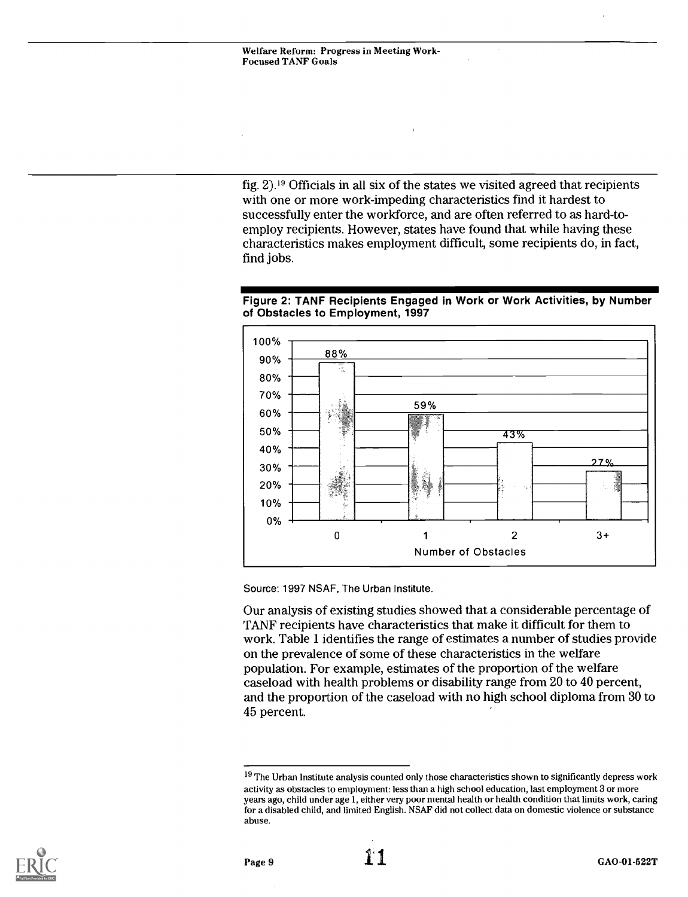fig. 2).[19] Officials in all six of the states we visited agreed that recipients with one or more work-impeding characteristics find it hardest to successfully enter the workforce, and are often referred to as hard-to-employ recipients. However, states have found that while having these characteristics makes employment difficult, some recipients do, in fact, find jobs.

**Figure 2: TANF Recipients Engaged in Work or Work Activities, by Number of Obstacles to Employment, 1997**

| Number of Obstacles | Percent |
|---|---|
| 0 | 88% |
| 1 | 59% |
| 2 | 43% |
| 3+ | 27% |

Source: 1997 NSAF, The Urban Institute.

Our analysis of existing studies showed that a considerable percentage of TANF recipients have characteristics that make it difficult for them to work. Table 1 identifies the range of estimates a number of studies provide on the prevalence of some of these characteristics in the welfare population. For example, estimates of the proportion of the welfare caseload with health problems or disability range from 20 to 40 percent, and the proportion of the caseload with no high school diploma from 30 to 45 percent.

[19] The Urban Institute analysis counted only those characteristics shown to significantly depress work activity as obstacles to employment: less than a high school education, last employment 3 or more years ago, child under age 1, either very poor mental health or health condition that limits work, caring for a disabled child, and limited English. NSAF did not collect data on domestic violence or substance abuse.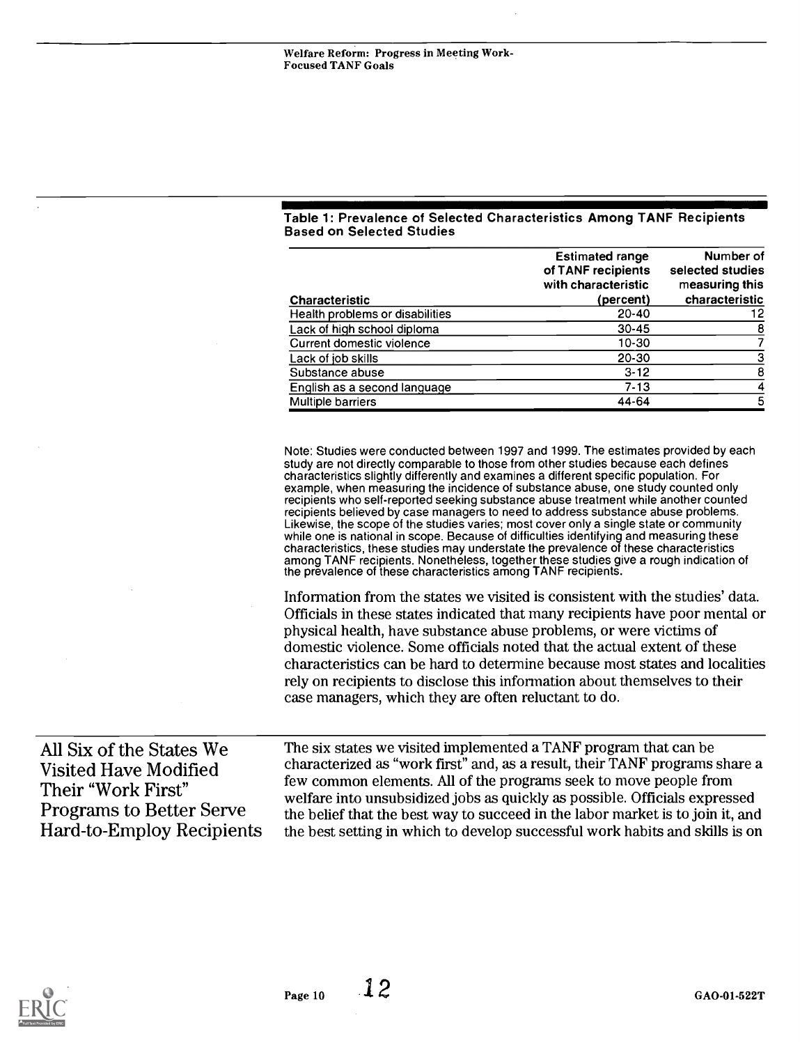**Table 1: Prevalence of Selected Characteristics Among TANF Recipients Based on Selected Studies**

| Characteristic | Estimated range of TANF recipients with characteristic (percent) | Number of selected studies measuring this characteristic |
|---|---|---|
| Health problems or disabilities | 20-40 | 12 |
| Lack of high school diploma | 30-45 | 8 |
| Current domestic violence | 10-30 | 7 |
| Lack of job skills | 20-30 | 3 |
| Substance abuse | 3-12 | 8 |
| English as a second language | 7-13 | 4 |
| Multiple barriers | 44-64 | 5 |

Note: Studies were conducted between 1997 and 1999. The estimates provided by each study are not directly comparable to those from other studies because each defines characteristics slightly differently and examines a different specific population. For example, when measuring the incidence of substance abuse, one study counted only recipients who self-reported seeking substance abuse treatment while another counted recipients believed by case managers to need to address substance abuse problems. Likewise, the scope of the studies varies; most cover only a single state or community while one is national in scope. Because of difficulties identifying and measuring these characteristics, these studies may understate the prevalence of these characteristics among TANF recipients. Nonetheless, together these studies give a rough indication of the prevalence of these characteristics among TANF recipients.

Information from the states we visited is consistent with the studies' data. Officials in these states indicated that many recipients have poor mental or physical health, have substance abuse problems, or were victims of domestic violence. Some officials noted that the actual extent of these characteristics can be hard to determine because most states and localities rely on recipients to disclose this information about themselves to their case managers, which they are often reluctant to do.

## All Six of the States We Visited Have Modified Their "Work First" Programs to Better Serve Hard-to-Employ Recipients

The six states we visited implemented a TANF program that can be characterized as "work first" and, as a result, their TANF programs share a few common elements. All of the programs seek to move people from welfare into unsubsidized jobs as quickly as possible. Officials expressed the belief that the best way to succeed in the labor market is to join it, and the best setting in which to develop successful work habits and skills is on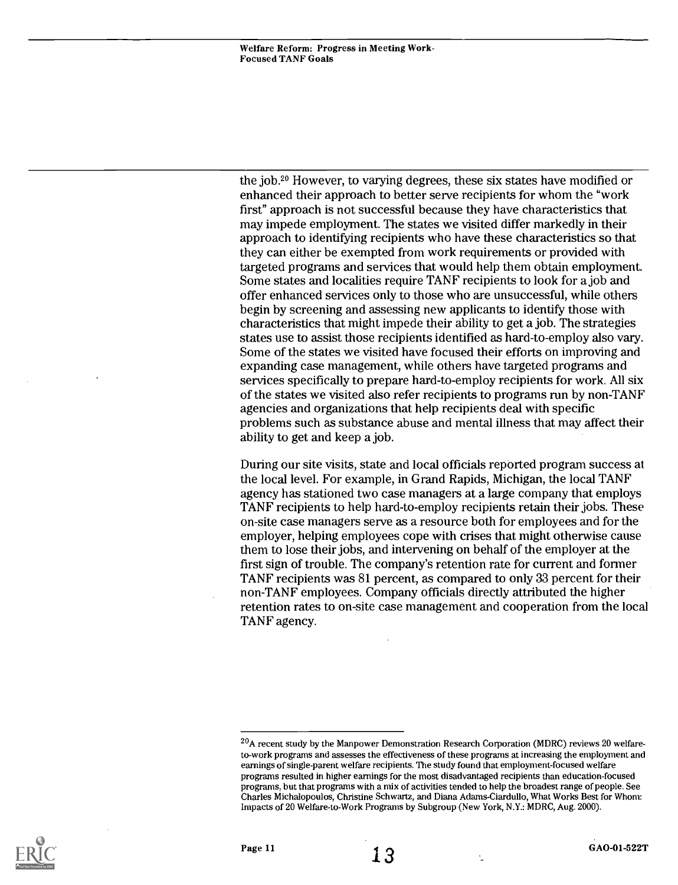the job.[20] However, to varying degrees, these six states have modified or enhanced their approach to better serve recipients for whom the "work first" approach is not successful because they have characteristics that may impede employment. The states we visited differ markedly in their approach to identifying recipients who have these characteristics so that they can either be exempted from work requirements or provided with targeted programs and services that would help them obtain employment. Some states and localities require TANF recipients to look for a job and offer enhanced services only to those who are unsuccessful, while others begin by screening and assessing new applicants to identify those with characteristics that might impede their ability to get a job. The strategies states use to assist those recipients identified as hard-to-employ also vary. Some of the states we visited have focused their efforts on improving and expanding case management, while others have targeted programs and services specifically to prepare hard-to-employ recipients for work. All six of the states we visited also refer recipients to programs run by non-TANF agencies and organizations that help recipients deal with specific problems such as substance abuse and mental illness that may affect their ability to get and keep a job.

During our site visits, state and local officials reported program success at the local level. For example, in Grand Rapids, Michigan, the local TANF agency has stationed two case managers at a large company that employs TANF recipients to help hard-to-employ recipients retain their jobs. These on-site case managers serve as a resource both for employees and for the employer, helping employees cope with crises that might otherwise cause them to lose their jobs, and intervening on behalf of the employer at the first sign of trouble. The company's retention rate for current and former TANF recipients was 81 percent, as compared to only 33 percent for their non-TANF employees. Company officials directly attributed the higher retention rates to on-site case management and cooperation from the local TANF agency.

[20] A recent study by the Manpower Demonstration Research Corporation (MDRC) reviews 20 welfare-to-work programs and assesses the effectiveness of these programs at increasing the employment and earnings of single-parent welfare recipients. The study found that employment-focused welfare programs resulted in higher earnings for the most disadvantaged recipients than education-focused programs, but that programs with a mix of activities tended to help the broadest range of people. See Charles Michalopoulos, Christine Schwartz, and Diana Adams-Ciardullo, What Works Best for Whom: Impacts of 20 Welfare-to-Work Programs by Subgroup (New York, N.Y.: MDRC, Aug. 2000).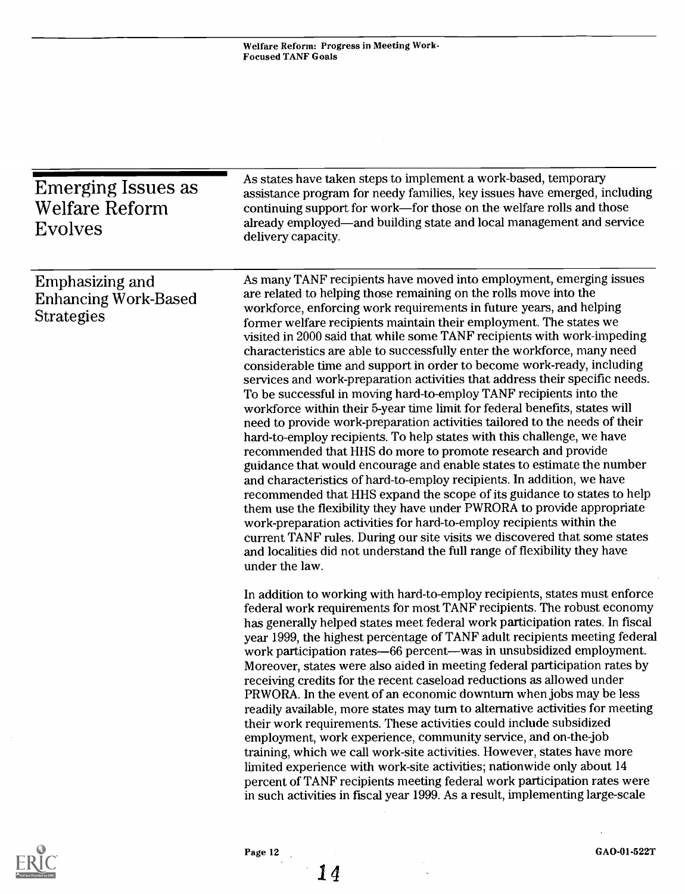## Emerging Issues as Welfare Reform Evolves

As states have taken steps to implement a work-based, temporary assistance program for needy families, key issues have emerged, including continuing support for work—for those on the welfare rolls and those already employed—and building state and local management and service delivery capacity.

### Emphasizing and Enhancing Work-Based Strategies

As many TANF recipients have moved into employment, emerging issues are related to helping those remaining on the rolls move into the workforce, enforcing work requirements in future years, and helping former welfare recipients maintain their employment. The states we visited in 2000 said that while some TANF recipients with work-impeding characteristics are able to successfully enter the workforce, many need considerable time and support in order to become work-ready, including services and work-preparation activities that address their specific needs. To be successful in moving hard-to-employ TANF recipients into the workforce within their 5-year time limit for federal benefits, states will need to provide work-preparation activities tailored to the needs of their hard-to-employ recipients. To help states with this challenge, we have recommended that HHS do more to promote research and provide guidance that would encourage and enable states to estimate the number and characteristics of hard-to-employ recipients. In addition, we have recommended that HHS expand the scope of its guidance to states to help them use the flexibility they have under PWRORA to provide appropriate work-preparation activities for hard-to-employ recipients within the current TANF rules. During our site visits we discovered that some states and localities did not understand the full range of flexibility they have under the law.

In addition to working with hard-to-employ recipients, states must enforce federal work requirements for most TANF recipients. The robust economy has generally helped states meet federal work participation rates. In fiscal year 1999, the highest percentage of TANF adult recipients meeting federal work participation rates—66 percent—was in unsubsidized employment. Moreover, states were also aided in meeting federal participation rates by receiving credits for the recent caseload reductions as allowed under PRWORA. In the event of an economic downturn when jobs may be less readily available, more states may turn to alternative activities for meeting their work requirements. These activities could include subsidized employment, work experience, community service, and on-the-job training, which we call work-site activities. However, states have more limited experience with work-site activities; nationwide only about 14 percent of TANF recipients meeting federal work participation rates were in such activities in fiscal year 1999. As a result, implementing large-scale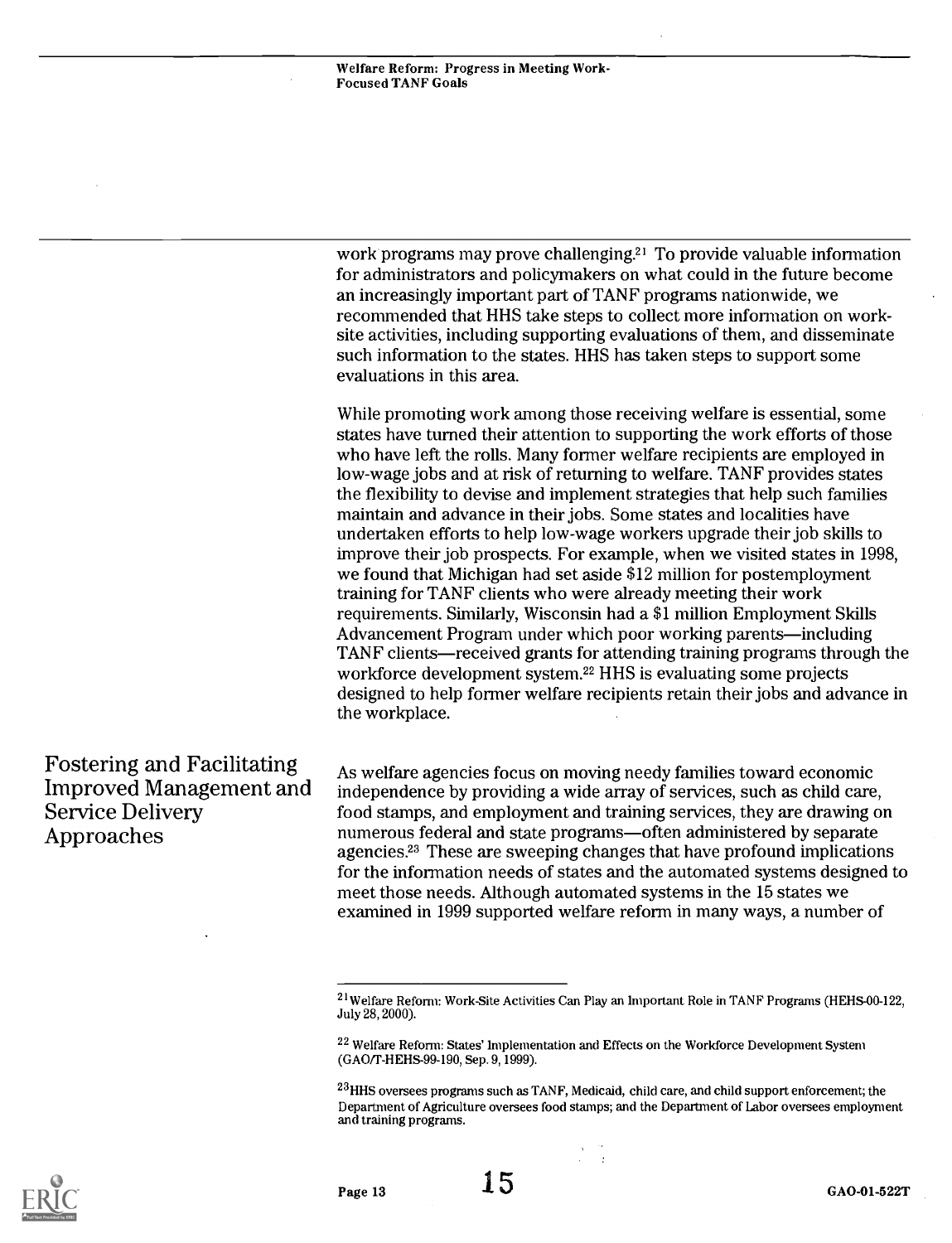work programs may prove challenging.[21] To provide valuable information for administrators and policymakers on what could in the future become an increasingly important part of TANF programs nationwide, we recommended that HHS take steps to collect more information on work-site activities, including supporting evaluations of them, and disseminate such information to the states. HHS has taken steps to support some evaluations in this area.

While promoting work among those receiving welfare is essential, some states have turned their attention to supporting the work efforts of those who have left the rolls. Many former welfare recipients are employed in low-wage jobs and at risk of returning to welfare. TANF provides states the flexibility to devise and implement strategies that help such families maintain and advance in their jobs. Some states and localities have undertaken efforts to help low-wage workers upgrade their job skills to improve their job prospects. For example, when we visited states in 1998, we found that Michigan had set aside $12 million for postemployment training for TANF clients who were already meeting their work requirements. Similarly, Wisconsin had a $1 million Employment Skills Advancement Program under which poor working parents—including TANF clients—received grants for attending training programs through the workforce development system.[22] HHS is evaluating some projects designed to help former welfare recipients retain their jobs and advance in the workplace.

## Fostering and Facilitating Improved Management and Service Delivery Approaches

As welfare agencies focus on moving needy families toward economic independence by providing a wide array of services, such as child care, food stamps, and employment and training services, they are drawing on numerous federal and state programs—often administered by separate agencies.[23] These are sweeping changes that have profound implications for the information needs of states and the automated systems designed to meet those needs. Although automated systems in the 15 states we examined in 1999 supported welfare reform in many ways, a number of

[21] Welfare Reform: Work-Site Activities Can Play an Important Role in TANF Programs (HEHS-00-122, July 28, 2000).

[22] Welfare Reform: States' Implementation and Effects on the Workforce Development System (GAO/T-HEHS-99-190, Sep. 9, 1999).

[23] HHS oversees programs such as TANF, Medicaid, child care, and child support enforcement; the Department of Agriculture oversees food stamps; and the Department of Labor oversees employment and training programs.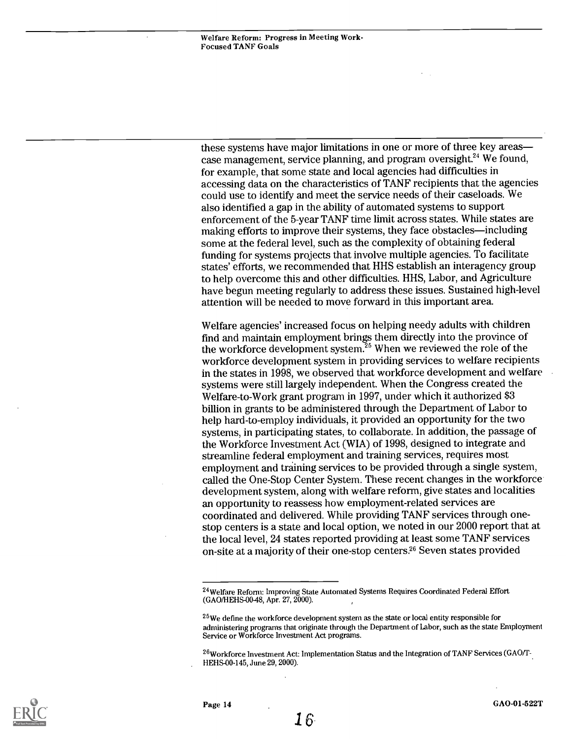these systems have major limitations in one or more of three key areas—case management, service planning, and program oversight.[24] We found, for example, that some state and local agencies had difficulties in accessing data on the characteristics of TANF recipients that the agencies could use to identify and meet the service needs of their caseloads. We also identified a gap in the ability of automated systems to support enforcement of the 5-year TANF time limit across states. While states are making efforts to improve their systems, they face obstacles—including some at the federal level, such as the complexity of obtaining federal funding for systems projects that involve multiple agencies. To facilitate states' efforts, we recommended that HHS establish an interagency group to help overcome this and other difficulties. HHS, Labor, and Agriculture have begun meeting regularly to address these issues. Sustained high-level attention will be needed to move forward in this important area.

Welfare agencies' increased focus on helping needy adults with children find and maintain employment brings them directly into the province of the workforce development system.[25] When we reviewed the role of the workforce development system in providing services to welfare recipients in the states in 1998, we observed that workforce development and welfare systems were still largely independent. When the Congress created the Welfare-to-Work grant program in 1997, under which it authorized $3 billion in grants to be administered through the Department of Labor to help hard-to-employ individuals, it provided an opportunity for the two systems, in participating states, to collaborate. In addition, the passage of the Workforce Investment Act (WIA) of 1998, designed to integrate and streamline federal employment and training services, requires most employment and training services to be provided through a single system, called the One-Stop Center System. These recent changes in the workforce development system, along with welfare reform, give states and localities an opportunity to reassess how employment-related services are coordinated and delivered. While providing TANF services through one-stop centers is a state and local option, we noted in our 2000 report that at the local level, 24 states reported providing at least some TANF services on-site at a majority of their one-stop centers.[26] Seven states provided

---

[24] Welfare Reform: Improving State Automated Systems Requires Coordinated Federal Effort (GAO/HEHS-00-48, Apr. 27, 2000).

[25] We define the workforce development system as the state or local entity responsible for administering programs that originate through the Department of Labor, such as the state Employment Service or Workforce Investment Act programs.

[26] Workforce Investment Act: Implementation Status and the Integration of TANF Services (GAO/T-HEHS-00-145, June 29, 2000).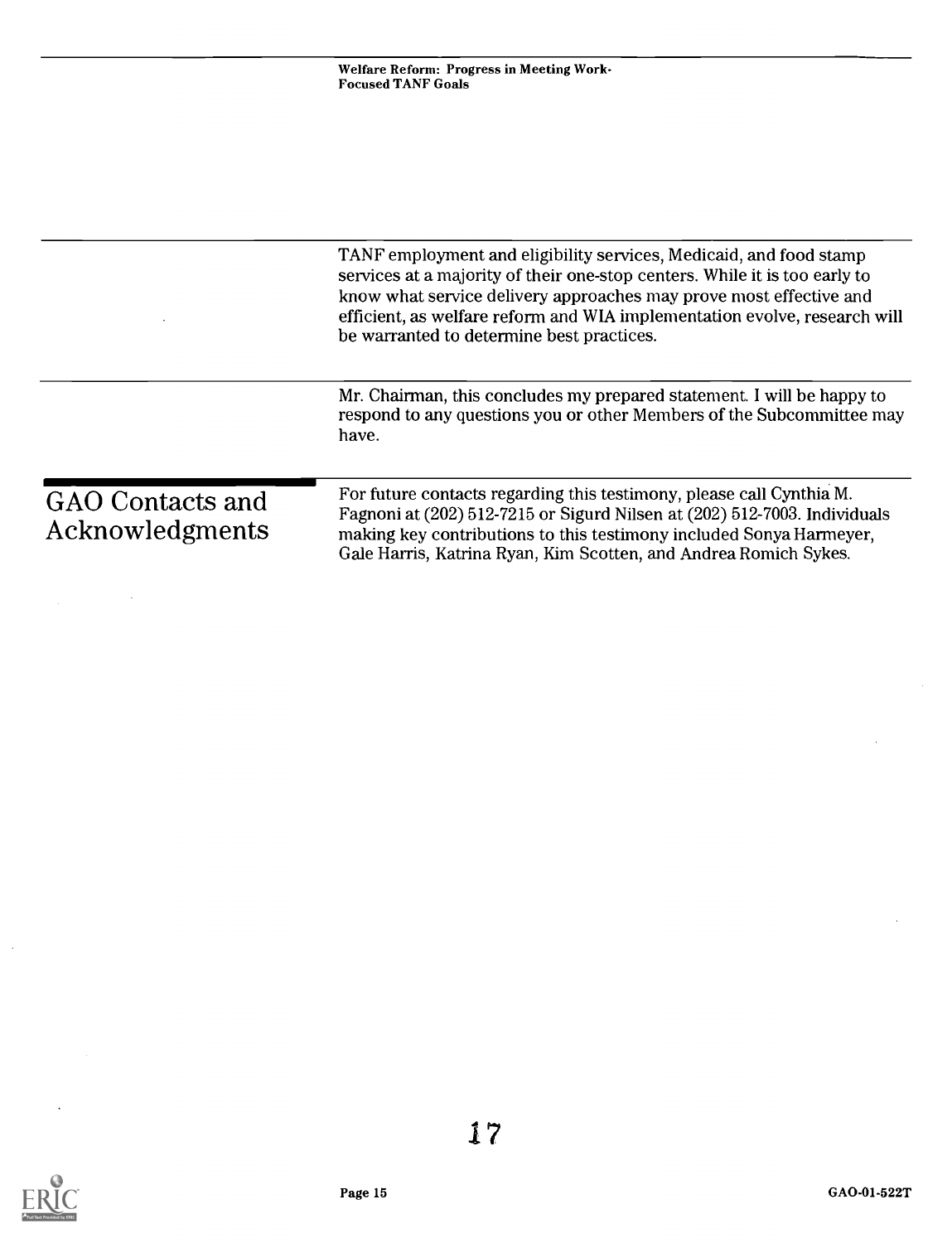TANF employment and eligibility services, Medicaid, and food stamp services at a majority of their one-stop centers. While it is too early to know what service delivery approaches may prove most effective and efficient, as welfare reform and WIA implementation evolve, research will be warranted to determine best practices.

Mr. Chairman, this concludes my prepared statement. I will be happy to respond to any questions you or other Members of the Subcommittee may have.

## GAO Contacts and Acknowledgments

For future contacts regarding this testimony, please call Cynthia M. Fagnoni at (202) 512-7215 or Sigurd Nilsen at (202) 512-7003. Individuals making key contributions to this testimony included Sonya Harmeyer, Gale Harris, Katrina Ryan, Kim Scotten, and Andrea Romich Sykes.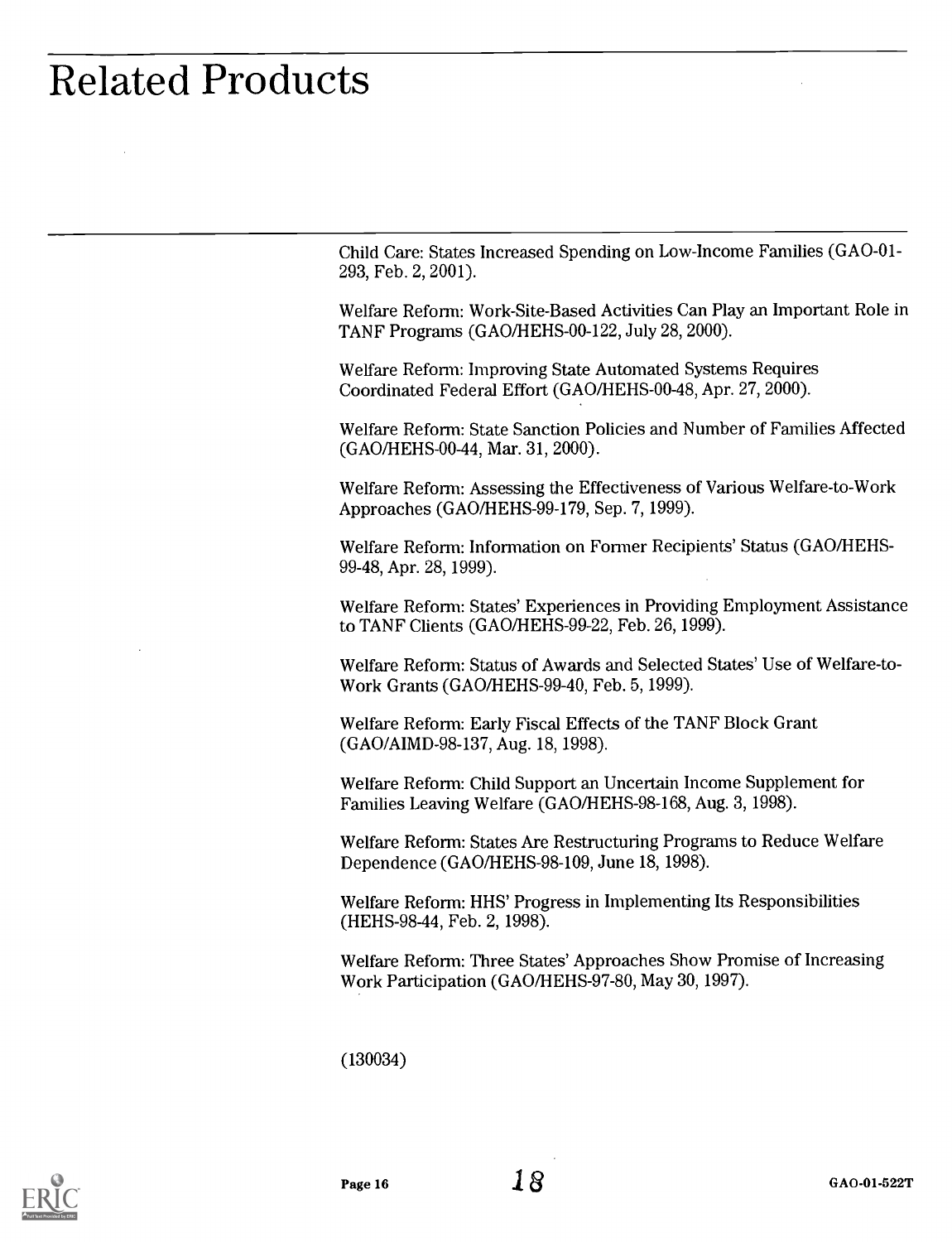# Related Products

Child Care: States Increased Spending on Low-Income Families (GAO-01-293, Feb. 2, 2001).

Welfare Reform: Work-Site-Based Activities Can Play an Important Role in TANF Programs (GAO/HEHS-00-122, July 28, 2000).

Welfare Reform: Improving State Automated Systems Requires Coordinated Federal Effort (GAO/HEHS-00-48, Apr. 27, 2000).

Welfare Reform: State Sanction Policies and Number of Families Affected (GAO/HEHS-00-44, Mar. 31, 2000).

Welfare Reform: Assessing the Effectiveness of Various Welfare-to-Work Approaches (GAO/HEHS-99-179, Sep. 7, 1999).

Welfare Reform: Information on Former Recipients' Status (GAO/HEHS-99-48, Apr. 28, 1999).

Welfare Reform: States' Experiences in Providing Employment Assistance to TANF Clients (GAO/HEHS-99-22, Feb. 26, 1999).

Welfare Reform: Status of Awards and Selected States' Use of Welfare-to-Work Grants (GAO/HEHS-99-40, Feb. 5, 1999).

Welfare Reform: Early Fiscal Effects of the TANF Block Grant (GAO/AIMD-98-137, Aug. 18, 1998).

Welfare Reform: Child Support an Uncertain Income Supplement for Families Leaving Welfare (GAO/HEHS-98-168, Aug. 3, 1998).

Welfare Reform: States Are Restructuring Programs to Reduce Welfare Dependence (GAO/HEHS-98-109, June 18, 1998).

Welfare Reform: HHS' Progress in Implementing Its Responsibilities (HEHS-98-44, Feb. 2, 1998).

Welfare Reform: Three States' Approaches Show Promise of Increasing Work Participation (GAO/HEHS-97-80, May 30, 1997).

(130034)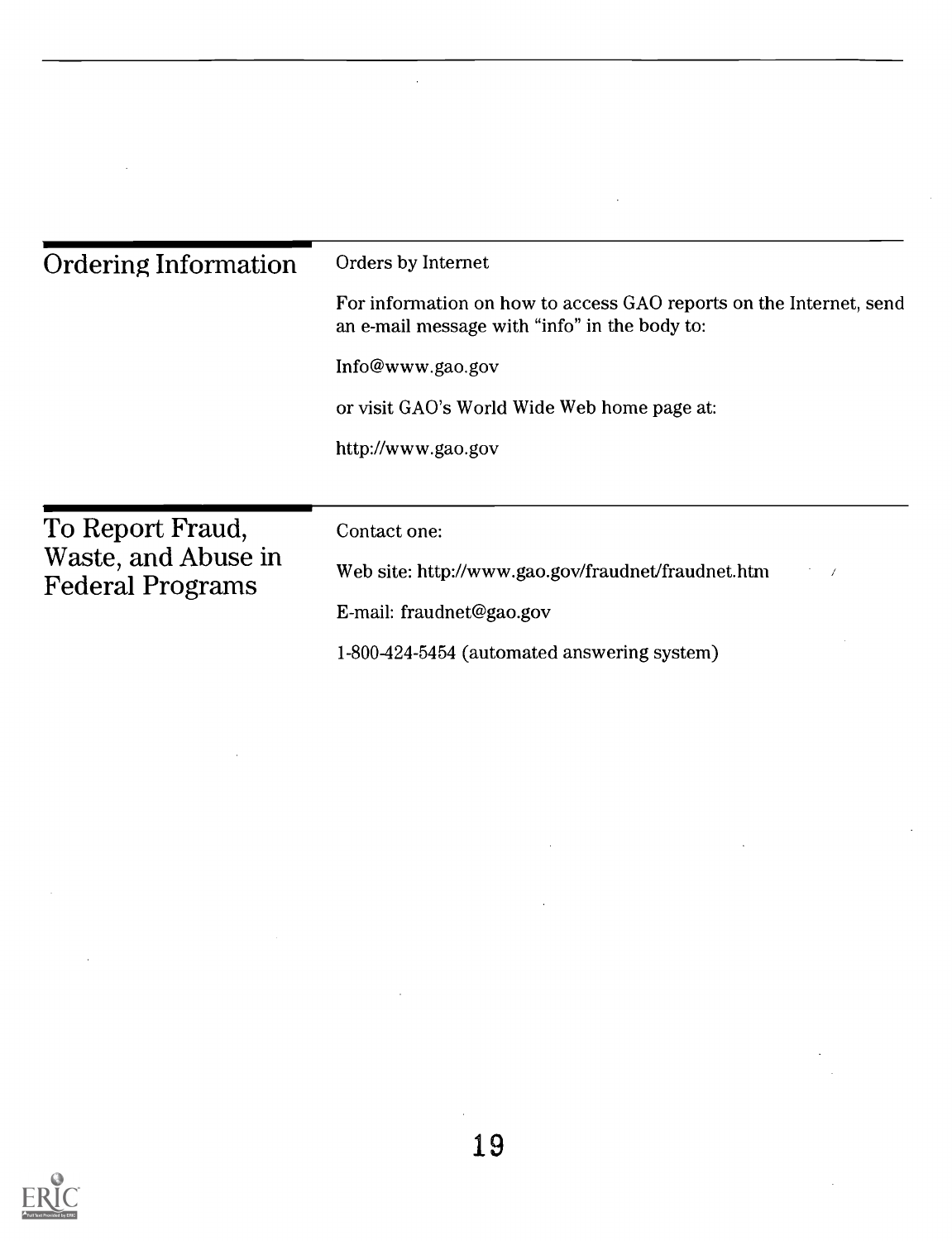## Ordering Information

Orders by Internet

For information on how to access GAO reports on the Internet, send an e-mail message with "info" in the body to:

Info@www.gao.gov

or visit GAO's World Wide Web home page at:

http://www.gao.gov

## To Report Fraud, Waste, and Abuse in Federal Programs

Contact one:

Web site: http://www.gao.gov/fraudnet/fraudnet.htm

E-mail: fraudnet@gao.gov

1-800-424-5454 (automated answering system)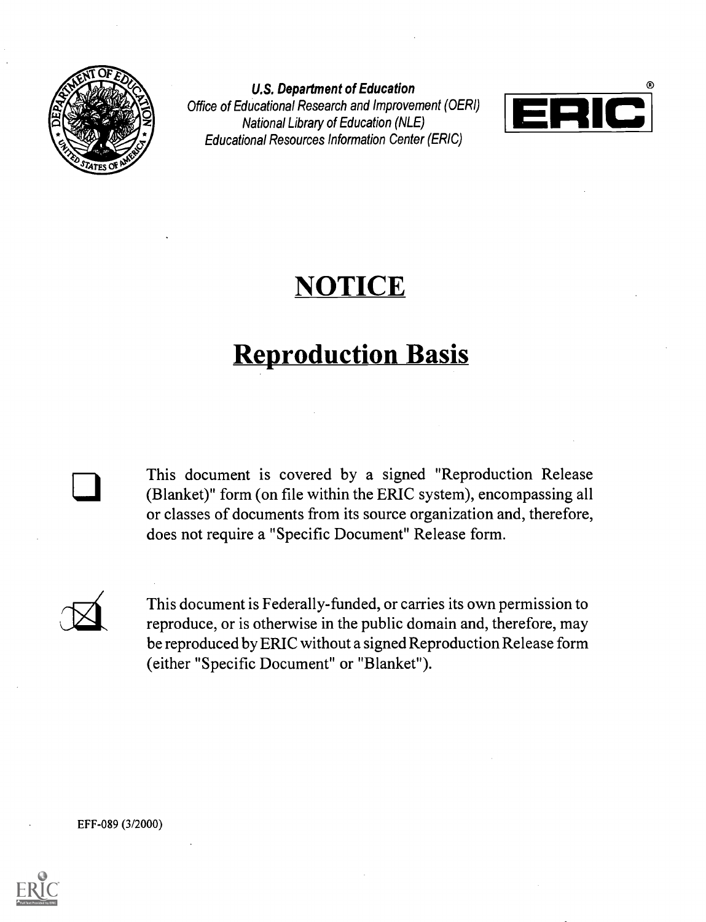**U.S. Department of Education**
*Office of Educational Research and Improvement (OERI)*
*National Library of Education (NLE)*
*Educational Resources Information Center (ERIC)*

ERIC®

# NOTICE

# Reproduction Basis

☐ This document is covered by a signed "Reproduction Release (Blanket)" form (on file within the ERIC system), encompassing all or classes of documents from its source organization and, therefore, does not require a "Specific Document" Release form.

☒ This document is Federally-funded, or carries its own permission to reproduce, or is otherwise in the public domain and, therefore, may be reproduced by ERIC without a signed Reproduction Release form (either "Specific Document" or "Blanket").

EFF-089 (3/2000)